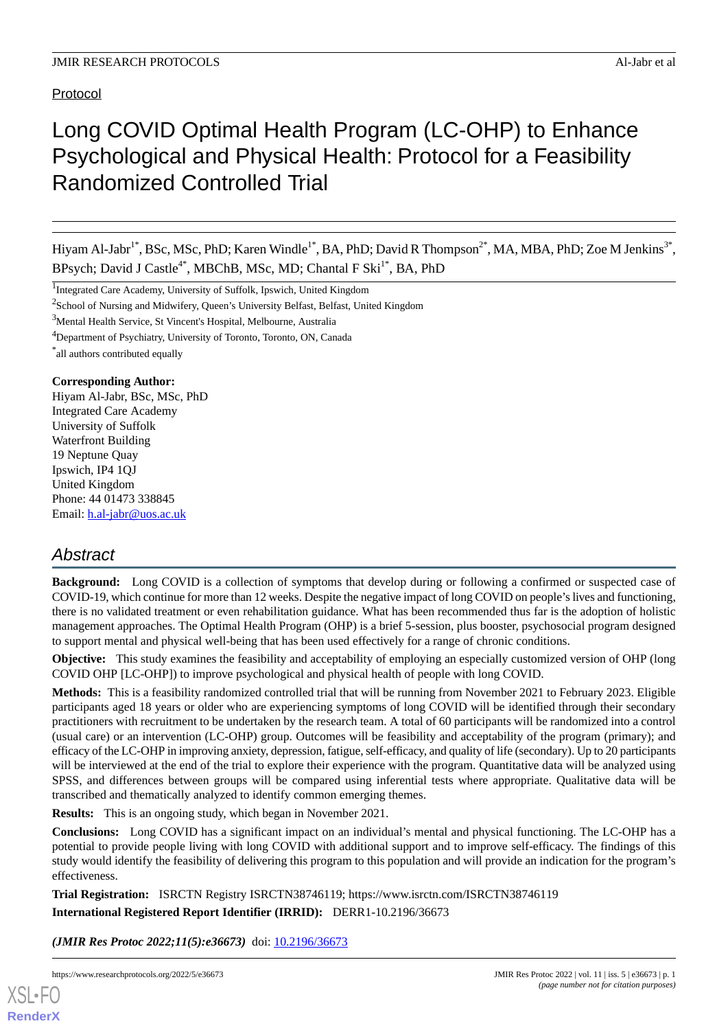Protocol

# Long COVID Optimal Health Program (LC-OHP) to Enhance Psychological and Physical Health: Protocol for a Feasibility Randomized Controlled Trial

Hiyam Al-Jabr[1*], BSc, MSc, PhD; Karen Windle[1*], BA, PhD; David R Thompson[2*], MA, MBA, PhD; Zoe M Jenkins[3*], BPsych; David J Castle[4*], MBChB, MSc, MD; Chantal F Ski[1*], BA, PhD

[1]Integrated Care Academy, University of Suffolk, Ipswich, United Kingdom

[2]School of Nursing and Midwifery, Queen's University Belfast, Belfast, United Kingdom

[3]Mental Health Service, St Vincent's Hospital, Melbourne, Australia

[4]Department of Psychiatry, University of Toronto, Toronto, ON, Canada

[*]all authors contributed equally

**Corresponding Author:**
Hiyam Al-Jabr, BSc, MSc, PhD
Integrated Care Academy
University of Suffolk
Waterfront Building
19 Neptune Quay
Ipswich, IP4 1QJ
United Kingdom
Phone: 44 01473 338845
Email: h.al-jabr@uos.ac.uk

## Abstract

**Background:** Long COVID is a collection of symptoms that develop during or following a confirmed or suspected case of COVID-19, which continue for more than 12 weeks. Despite the negative impact of long COVID on people's lives and functioning, there is no validated treatment or even rehabilitation guidance. What has been recommended thus far is the adoption of holistic management approaches. The Optimal Health Program (OHP) is a brief 5-session, plus booster, psychosocial program designed to support mental and physical well-being that has been used effectively for a range of chronic conditions.

**Objective:** This study examines the feasibility and acceptability of employing an especially customized version of OHP (long COVID OHP [LC-OHP]) to improve psychological and physical health of people with long COVID.

**Methods:** This is a feasibility randomized controlled trial that will be running from November 2021 to February 2023. Eligible participants aged 18 years or older who are experiencing symptoms of long COVID will be identified through their secondary practitioners with recruitment to be undertaken by the research team. A total of 60 participants will be randomized into a control (usual care) or an intervention (LC-OHP) group. Outcomes will be feasibility and acceptability of the program (primary); and efficacy of the LC-OHP in improving anxiety, depression, fatigue, self-efficacy, and quality of life (secondary). Up to 20 participants will be interviewed at the end of the trial to explore their experience with the program. Quantitative data will be analyzed using SPSS, and differences between groups will be compared using inferential tests where appropriate. Qualitative data will be transcribed and thematically analyzed to identify common emerging themes.

**Results:** This is an ongoing study, which began in November 2021.

**Conclusions:** Long COVID has a significant impact on an individual's mental and physical functioning. The LC-OHP has a potential to provide people living with long COVID with additional support and to improve self-efficacy. The findings of this study would identify the feasibility of delivering this program to this population and will provide an indication for the program's effectiveness.

**Trial Registration:** ISRCTN Registry ISRCTN38746119; https://www.isrctn.com/ISRCTN38746119

**International Registered Report Identifier (IRRID):** DERR1-10.2196/36673

***(JMIR Res Protoc 2022;11(5):e36673)*** doi: 10.2196/36673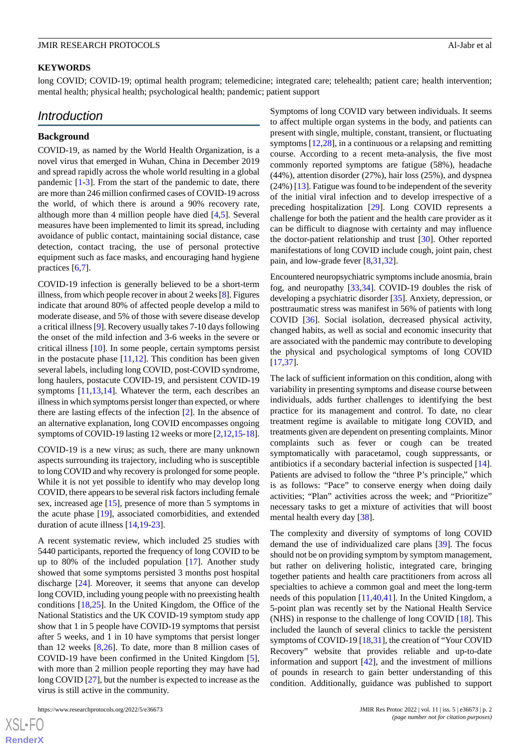**KEYWORDS**

long COVID; COVID-19; optimal health program; telemedicine; integrated care; telehealth; patient care; health intervention; mental health; physical health; psychological health; pandemic; patient support

## Introduction

### Background

COVID-19, as named by the World Health Organization, is a novel virus that emerged in Wuhan, China in December 2019 and spread rapidly across the whole world resulting in a global pandemic [1-3]. From the start of the pandemic to date, there are more than 246 million confirmed cases of COVID-19 across the world, of which there is around a 90% recovery rate, although more than 4 million people have died [4,5]. Several measures have been implemented to limit its spread, including avoidance of public contact, maintaining social distance, case detection, contact tracing, the use of personal protective equipment such as face masks, and encouraging hand hygiene practices [6,7].

COVID-19 infection is generally believed to be a short-term illness, from which people recover in about 2 weeks [8]. Figures indicate that around 80% of affected people develop a mild to moderate disease, and 5% of those with severe disease develop a critical illness [9]. Recovery usually takes 7-10 days following the onset of the mild infection and 3-6 weeks in the severe or critical illness [10]. In some people, certain symptoms persist in the postacute phase [11,12]. This condition has been given several labels, including long COVID, post-COVID syndrome, long haulers, postacute COVID-19, and persistent COVID-19 symptoms [11,13,14]. Whatever the term, each describes an illness in which symptoms persist longer than expected, or where there are lasting effects of the infection [2]. In the absence of an alternative explanation, long COVID encompasses ongoing symptoms of COVID-19 lasting 12 weeks or more [2,12,15-18].

COVID-19 is a new virus; as such, there are many unknown aspects surrounding its trajectory, including who is susceptible to long COVID and why recovery is prolonged for some people. While it is not yet possible to identify who may develop long COVID, there appears to be several risk factors including female sex, increased age [15], presence of more than 5 symptoms in the acute phase [19], associated comorbidities, and extended duration of acute illness [14,19-23].

A recent systematic review, which included 25 studies with 5440 participants, reported the frequency of long COVID to be up to 80% of the included population [17]. Another study showed that some symptoms persisted 3 months post hospital discharge [24]. Moreover, it seems that anyone can develop long COVID, including young people with no preexisting health conditions [18,25]. In the United Kingdom, the Office of the National Statistics and the UK COVID-19 symptom study app show that 1 in 5 people have COVID-19 symptoms that persist after 5 weeks, and 1 in 10 have symptoms that persist longer than 12 weeks [8,26]. To date, more than 8 million cases of COVID-19 have been confirmed in the United Kingdom [5], with more than 2 million people reporting they may have had long COVID [27], but the number is expected to increase as the virus is still active in the community.

Symptoms of long COVID vary between individuals. It seems to affect multiple organ systems in the body, and patients can present with single, multiple, constant, transient, or fluctuating symptoms [12,28], in a continuous or a relapsing and remitting course. According to a recent meta-analysis, the five most commonly reported symptoms are fatigue (58%), headache (44%), attention disorder (27%), hair loss (25%), and dyspnea (24%) [13]. Fatigue was found to be independent of the severity of the initial viral infection and to develop irrespective of a preceding hospitalization [29]. Long COVID represents a challenge for both the patient and the health care provider as it can be difficult to diagnose with certainty and may influence the doctor-patient relationship and trust [30]. Other reported manifestations of long COVID include cough, joint pain, chest pain, and low-grade fever [8,31,32].

Encountered neuropsychiatric symptoms include anosmia, brain fog, and neuropathy [33,34]. COVID-19 doubles the risk of developing a psychiatric disorder [35]. Anxiety, depression, or posttraumatic stress was manifest in 56% of patients with long COVID [36]. Social isolation, decreased physical activity, changed habits, as well as social and economic insecurity that are associated with the pandemic may contribute to developing the physical and psychological symptoms of long COVID [17,37].

The lack of sufficient information on this condition, along with variability in presenting symptoms and disease course between individuals, adds further challenges to identifying the best practice for its management and control. To date, no clear treatment regime is available to mitigate long COVID, and treatments given are dependent on presenting complaints. Minor complaints such as fever or cough can be treated symptomatically with paracetamol, cough suppressants, or antibiotics if a secondary bacterial infection is suspected [14]. Patients are advised to follow the "three P's principle," which is as follows: "Pace" to conserve energy when doing daily activities; "Plan" activities across the week; and "Prioritize" necessary tasks to get a mixture of activities that will boost mental health every day [38].

The complexity and diversity of symptoms of long COVID demand the use of individualized care plans [39]. The focus should not be on providing symptom by symptom management, but rather on delivering holistic, integrated care, bringing together patients and health care practitioners from across all specialties to achieve a common goal and meet the long-term needs of this population [11,40,41]. In the United Kingdom, a 5-point plan was recently set by the National Health Service (NHS) in response to the challenge of long COVID [18]. This included the launch of several clinics to tackle the persistent symptoms of COVID-19 [18,31], the creation of "Your COVID Recovery" website that provides reliable and up-to-date information and support [42], and the investment of millions of pounds in research to gain better understanding of this condition. Additionally, guidance was published to support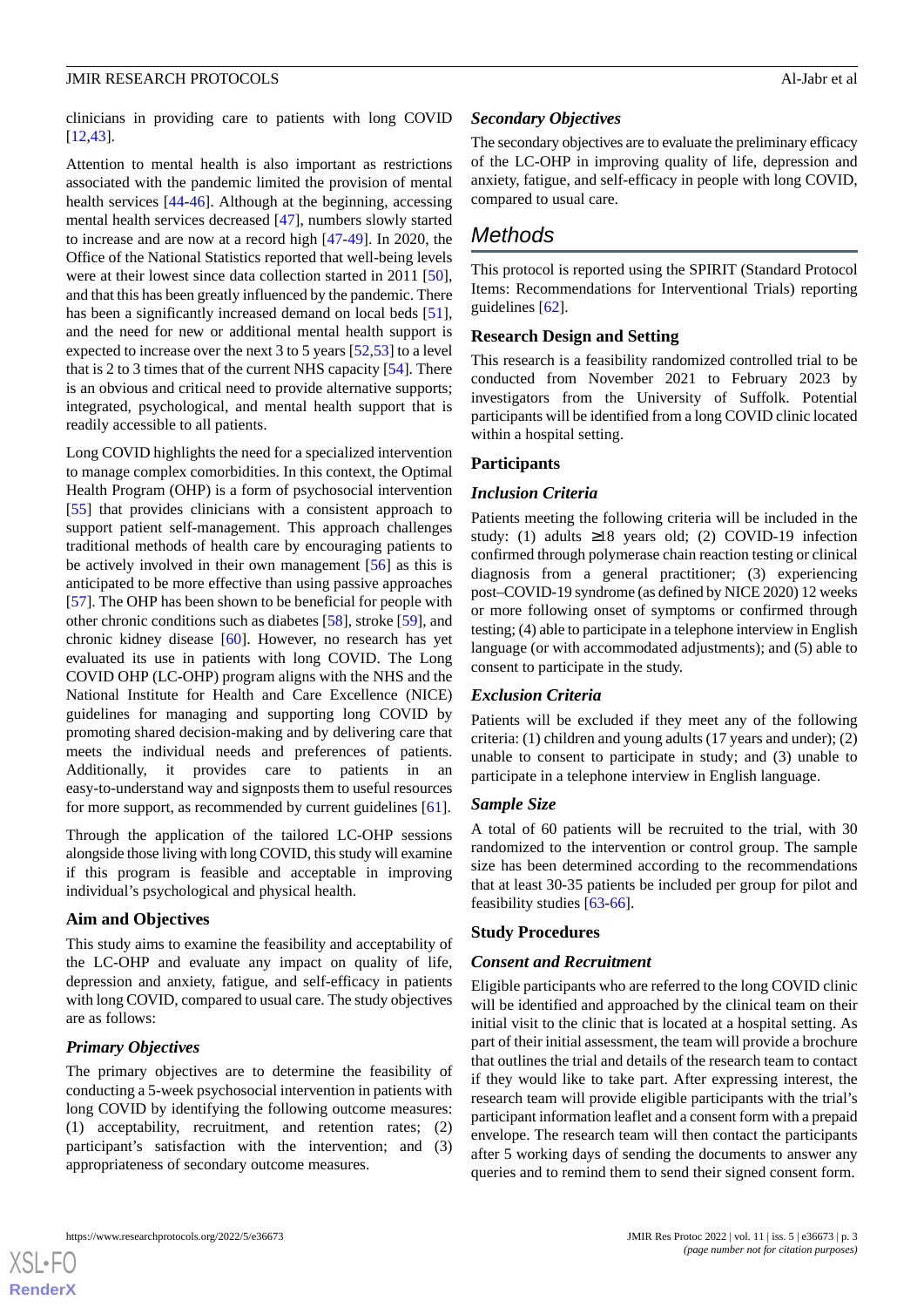clinicians in providing care to patients with long COVID [12,43].

Attention to mental health is also important as restrictions associated with the pandemic limited the provision of mental health services [44-46]. Although at the beginning, accessing mental health services decreased [47], numbers slowly started to increase and are now at a record high [47-49]. In 2020, the Office of the National Statistics reported that well-being levels were at their lowest since data collection started in 2011 [50], and that this has been greatly influenced by the pandemic. There has been a significantly increased demand on local beds [51], and the need for new or additional mental health support is expected to increase over the next 3 to 5 years [52,53] to a level that is 2 to 3 times that of the current NHS capacity [54]. There is an obvious and critical need to provide alternative supports; integrated, psychological, and mental health support that is readily accessible to all patients.

Long COVID highlights the need for a specialized intervention to manage complex comorbidities. In this context, the Optimal Health Program (OHP) is a form of psychosocial intervention [55] that provides clinicians with a consistent approach to support patient self-management. This approach challenges traditional methods of health care by encouraging patients to be actively involved in their own management [56] as this is anticipated to be more effective than using passive approaches [57]. The OHP has been shown to be beneficial for people with other chronic conditions such as diabetes [58], stroke [59], and chronic kidney disease [60]. However, no research has yet evaluated its use in patients with long COVID. The Long COVID OHP (LC-OHP) program aligns with the NHS and the National Institute for Health and Care Excellence (NICE) guidelines for managing and supporting long COVID by promoting shared decision-making and by delivering care that meets the individual needs and preferences of patients. Additionally, it provides care to patients in an easy-to-understand way and signposts them to useful resources for more support, as recommended by current guidelines [61].

Through the application of the tailored LC-OHP sessions alongside those living with long COVID, this study will examine if this program is feasible and acceptable in improving individual's psychological and physical health.

### Aim and Objectives

This study aims to examine the feasibility and acceptability of the LC-OHP and evaluate any impact on quality of life, depression and anxiety, fatigue, and self-efficacy in patients with long COVID, compared to usual care. The study objectives are as follows:

#### *Primary Objectives*

The primary objectives are to determine the feasibility of conducting a 5-week psychosocial intervention in patients with long COVID by identifying the following outcome measures: (1) acceptability, recruitment, and retention rates; (2) participant's satisfaction with the intervention; and (3) appropriateness of secondary outcome measures.

#### *Secondary Objectives*

The secondary objectives are to evaluate the preliminary efficacy of the LC-OHP in improving quality of life, depression and anxiety, fatigue, and self-efficacy in people with long COVID, compared to usual care.

## Methods

This protocol is reported using the SPIRIT (Standard Protocol Items: Recommendations for Interventional Trials) reporting guidelines [62].

### Research Design and Setting

This research is a feasibility randomized controlled trial to be conducted from November 2021 to February 2023 by investigators from the University of Suffolk. Potential participants will be identified from a long COVID clinic located within a hospital setting.

### Participants

#### *Inclusion Criteria*

Patients meeting the following criteria will be included in the study: (1) adults ≥18 years old; (2) COVID-19 infection confirmed through polymerase chain reaction testing or clinical diagnosis from a general practitioner; (3) experiencing post–COVID-19 syndrome (as defined by NICE 2020) 12 weeks or more following onset of symptoms or confirmed through testing; (4) able to participate in a telephone interview in English language (or with accommodated adjustments); and (5) able to consent to participate in the study.

#### *Exclusion Criteria*

Patients will be excluded if they meet any of the following criteria: (1) children and young adults (17 years and under); (2) unable to consent to participate in study; and (3) unable to participate in a telephone interview in English language.

#### *Sample Size*

A total of 60 patients will be recruited to the trial, with 30 randomized to the intervention or control group. The sample size has been determined according to the recommendations that at least 30-35 patients be included per group for pilot and feasibility studies [63-66].

### Study Procedures

#### *Consent and Recruitment*

Eligible participants who are referred to the long COVID clinic will be identified and approached by the clinical team on their initial visit to the clinic that is located at a hospital setting. As part of their initial assessment, the team will provide a brochure that outlines the trial and details of the research team to contact if they would like to take part. After expressing interest, the research team will provide eligible participants with the trial's participant information leaflet and a consent form with a prepaid envelope. The research team will then contact the participants after 5 working days of sending the documents to answer any queries and to remind them to send their signed consent form.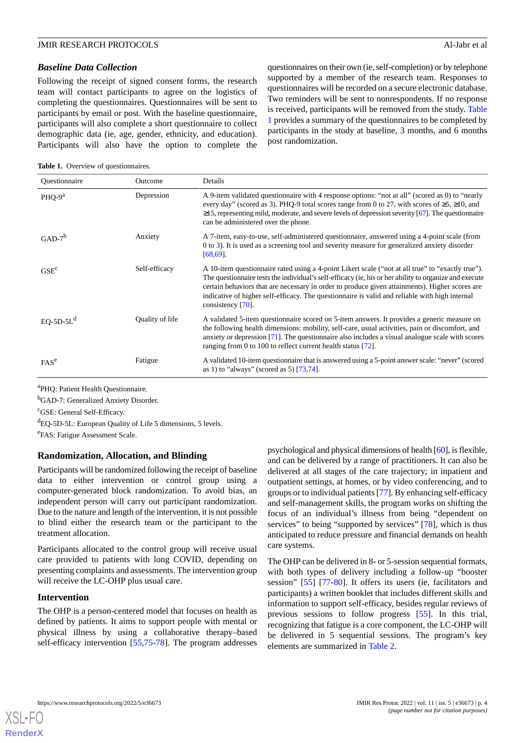### *Baseline Data Collection*

Following the receipt of signed consent forms, the research team will contact participants to agree on the logistics of completing the questionnaires. Questionnaires will be sent to participants by email or post. With the baseline questionnaire, participants will also complete a short questionnaire to collect demographic data (ie, age, gender, ethnicity, and education). Participants will also have the option to complete the questionnaires on their own (ie, self-completion) or by telephone supported by a member of the research team. Responses to questionnaires will be recorded on a secure electronic database. Two reminders will be sent to nonrespondents. If no response is received, participants will be removed from the study. Table 1 provides a summary of the questionnaires to be completed by participants in the study at baseline, 3 months, and 6 months post randomization.

**Table 1.** Overview of questionnaires.

| Questionnaire | Outcome | Details |
| --- | --- | --- |
| PHQ-9[a] | Depression | A 9-item validated questionnaire with 4 response options: "not at all" (scored as 0) to "nearly every day" (scored as 3). PHQ-9 total scores range from 0 to 27, with scores of ≥5, ≥10, and ≥15, representing mild, moderate, and severe levels of depression severity [67]. The questionnaire can be administered over the phone. |
| GAD-7[b] | Anxiety | A 7-item, easy-to-use, self-administered questionnaire, answered using a 4-point scale (from 0 to 3). It is used as a screening tool and severity measure for generalized anxiety disorder [68,69]. |
| GSE[c] | Self-efficacy | A 10-item questionnaire rated using a 4-point Likert scale ("not at all true" to "exactly true"). The questionnaire tests the individual's self-efficacy (ie, his or her ability to organize and execute certain behaviors that are necessary in order to produce given attainments). Higher scores are indicative of higher self-efficacy. The questionnaire is valid and reliable with high internal consistency [70]. |
| EQ-5D-5L[d] | Quality of life | A validated 5-item questionnaire scored on 5-item answers. It provides a generic measure on the following health dimensions: mobility, self-care, usual activities, pain or discomfort, and anxiety or depression [71]. The questionnaire also includes a visual analogue scale with scores ranging from 0 to 100 to reflect current health status [72]. |
| FAS[e] | Fatigue | A validated 10-item questionnaire that is answered using a 5-point answer scale: "never" (scored as 1) to "always" (scored as 5) [73,74]. |

[a]PHQ: Patient Health Questionnaire.

[b]GAD-7: Generalized Anxiety Disorder.

[c]GSE: General Self-Efficacy.

[d]EQ-5D-5L: European Quality of Life 5 dimensions, 5 levels.

[e]FAS: Fatigue Assessment Scale.

## Randomization, Allocation, and Blinding

Participants will be randomized following the receipt of baseline data to either intervention or control group using a computer-generated block randomization. To avoid bias, an independent person will carry out participant randomization. Due to the nature and length of the intervention, it is not possible to blind either the research team or the participant to the treatment allocation.

Participants allocated to the control group will receive usual care provided to patients with long COVID, depending on presenting complaints and assessments. The intervention group will receive the LC-OHP plus usual care.

## Intervention

The OHP is a person-centered model that focuses on health as defined by patients. It aims to support people with mental or physical illness by using a collaborative therapy–based self-efficacy intervention [55,75-78]. The program addresses psychological and physical dimensions of health [60], is flexible, and can be delivered by a range of practitioners. It can also be delivered at all stages of the care trajectory; in inpatient and outpatient settings, at homes, or by video conferencing, and to groups or to individual patients [77]. By enhancing self-efficacy and self-management skills, the program works on shifting the focus of an individual's illness from being "dependent on services" to being "supported by services" [78], which is thus anticipated to reduce pressure and financial demands on health care systems.

The OHP can be delivered in 8- or 5-session sequential formats, with both types of delivery including a follow-up "booster session" [55] [77-80]. It offers its users (ie, facilitators and participants) a written booklet that includes different skills and information to support self-efficacy, besides regular reviews of previous sessions to follow progress [55]. In this trial, recognizing that fatigue is a core component, the LC-OHP will be delivered in 5 sequential sessions. The program's key elements are summarized in Table 2.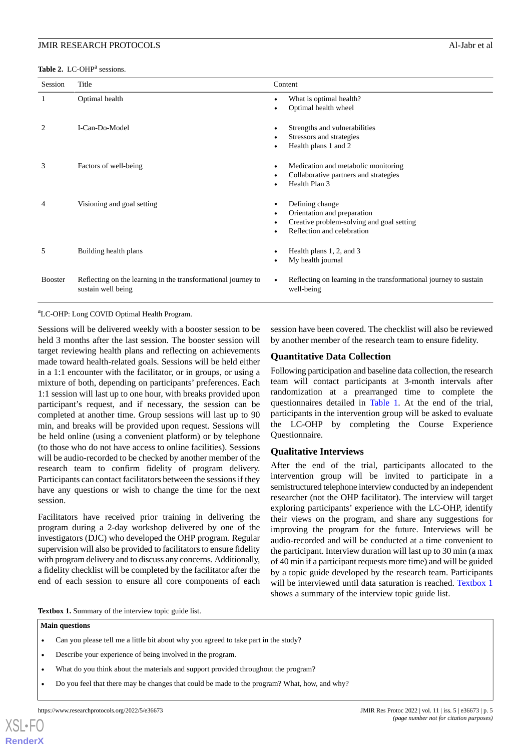**Table 2.** LC-OHP[a] sessions.

| Session | Title | Content |
|---|---|---|
| 1 | Optimal health | • What is optimal health?<br>• Optimal health wheel |
| 2 | I-Can-Do-Model | • Strengths and vulnerabilities<br>• Stressors and strategies<br>• Health plans 1 and 2 |
| 3 | Factors of well-being | • Medication and metabolic monitoring<br>• Collaborative partners and strategies<br>• Health Plan 3 |
| 4 | Visioning and goal setting | • Defining change<br>• Orientation and preparation<br>• Creative problem-solving and goal setting<br>• Reflection and celebration |
| 5 | Building health plans | • Health plans 1, 2, and 3<br>• My health journal |
| Booster | Reflecting on the learning in the transformational journey to sustain well being | • Reflecting on learning in the transformational journey to sustain well-being |

[a]LC-OHP: Long COVID Optimal Health Program.

Sessions will be delivered weekly with a booster session to be held 3 months after the last session. The booster session will target reviewing health plans and reflecting on achievements made toward health-related goals. Sessions will be held either in a 1:1 encounter with the facilitator, or in groups, or using a mixture of both, depending on participants' preferences. Each 1:1 session will last up to one hour, with breaks provided upon participant's request, and if necessary, the session can be completed at another time. Group sessions will last up to 90 min, and breaks will be provided upon request. Sessions will be held online (using a convenient platform) or by telephone (to those who do not have access to online facilities). Sessions will be audio-recorded to be checked by another member of the research team to confirm fidelity of program delivery. Participants can contact facilitators between the sessions if they have any questions or wish to change the time for the next session.

Facilitators have received prior training in delivering the program during a 2-day workshop delivered by one of the investigators (DJC) who developed the OHP program. Regular supervision will also be provided to facilitators to ensure fidelity with program delivery and to discuss any concerns. Additionally, a fidelity checklist will be completed by the facilitator after the end of each session to ensure all core components of each session have been covered. The checklist will also be reviewed by another member of the research team to ensure fidelity.

### Quantitative Data Collection

Following participation and baseline data collection, the research team will contact participants at 3-month intervals after randomization at a prearranged time to complete the questionnaires detailed in Table 1. At the end of the trial, participants in the intervention group will be asked to evaluate the LC-OHP by completing the Course Experience Questionnaire.

### Qualitative Interviews

After the end of the trial, participants allocated to the intervention group will be invited to participate in a semistructured telephone interview conducted by an independent researcher (not the OHP facilitator). The interview will target exploring participants' experience with the LC-OHP, identify their views on the program, and share any suggestions for improving the program for the future. Interviews will be audio-recorded and will be conducted at a time convenient to the participant. Interview duration will last up to 30 min (a max of 40 min if a participant requests more time) and will be guided by a topic guide developed by the research team. Participants will be interviewed until data saturation is reached. Textbox 1 shows a summary of the interview topic guide list.

**Textbox 1.** Summary of the interview topic guide list.

**Main questions**

- Can you please tell me a little bit about why you agreed to take part in the study?
- Describe your experience of being involved in the program.
- What do you think about the materials and support provided throughout the program?
- Do you feel that there may be changes that could be made to the program? What, how, and why?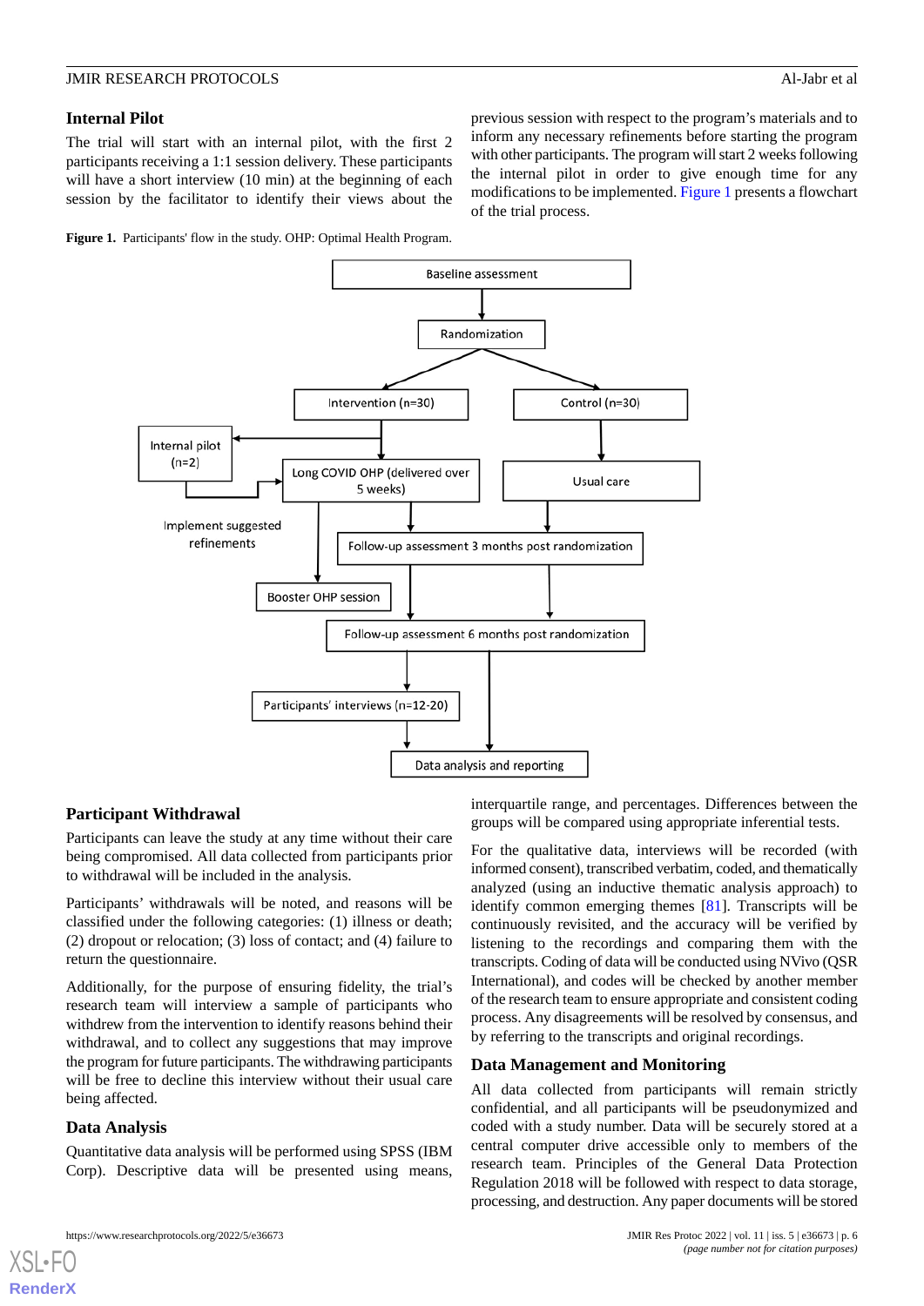### Internal Pilot

The trial will start with an internal pilot, with the first 2 participants receiving a 1:1 session delivery. These participants will have a short interview (10 min) at the beginning of each session by the facilitator to identify their views about the previous session with respect to the program's materials and to inform any necessary refinements before starting the program with other participants. The program will start 2 weeks following the internal pilot in order to give enough time for any modifications to be implemented. Figure 1 presents a flowchart of the trial process.

**Figure 1.** Participants' flow in the study. OHP: Optimal Health Program.

Baseline assessment

Randomization

Intervention (n=30)

Control (n=30)

Internal pilot (n=2)

Long COVID OHP (delivered over 5 weeks)

Usual care

Implement suggested refinements

Follow-up assessment 3 months post randomization

Booster OHP session

Follow-up assessment 6 months post randomization

Participants' interviews (n=12-20)

Data analysis and reporting

### Participant Withdrawal

Participants can leave the study at any time without their care being compromised. All data collected from participants prior to withdrawal will be included in the analysis.

Participants' withdrawals will be noted, and reasons will be classified under the following categories: (1) illness or death; (2) dropout or relocation; (3) loss of contact; and (4) failure to return the questionnaire.

Additionally, for the purpose of ensuring fidelity, the trial's research team will interview a sample of participants who withdrew from the intervention to identify reasons behind their withdrawal, and to collect any suggestions that may improve the program for future participants. The withdrawing participants will be free to decline this interview without their usual care being affected.

### Data Analysis

Quantitative data analysis will be performed using SPSS (IBM Corp). Descriptive data will be presented using means, interquartile range, and percentages. Differences between the groups will be compared using appropriate inferential tests.

For the qualitative data, interviews will be recorded (with informed consent), transcribed verbatim, coded, and thematically analyzed (using an inductive thematic analysis approach) to identify common emerging themes [81]. Transcripts will be continuously revisited, and the accuracy will be verified by listening to the recordings and comparing them with the transcripts. Coding of data will be conducted using NVivo (QSR International), and codes will be checked by another member of the research team to ensure appropriate and consistent coding process. Any disagreements will be resolved by consensus, and by referring to the transcripts and original recordings.

### Data Management and Monitoring

All data collected from participants will remain strictly confidential, and all participants will be pseudonymized and coded with a study number. Data will be securely stored at a central computer drive accessible only to members of the research team. Principles of the General Data Protection Regulation 2018 will be followed with respect to data storage, processing, and destruction. Any paper documents will be stored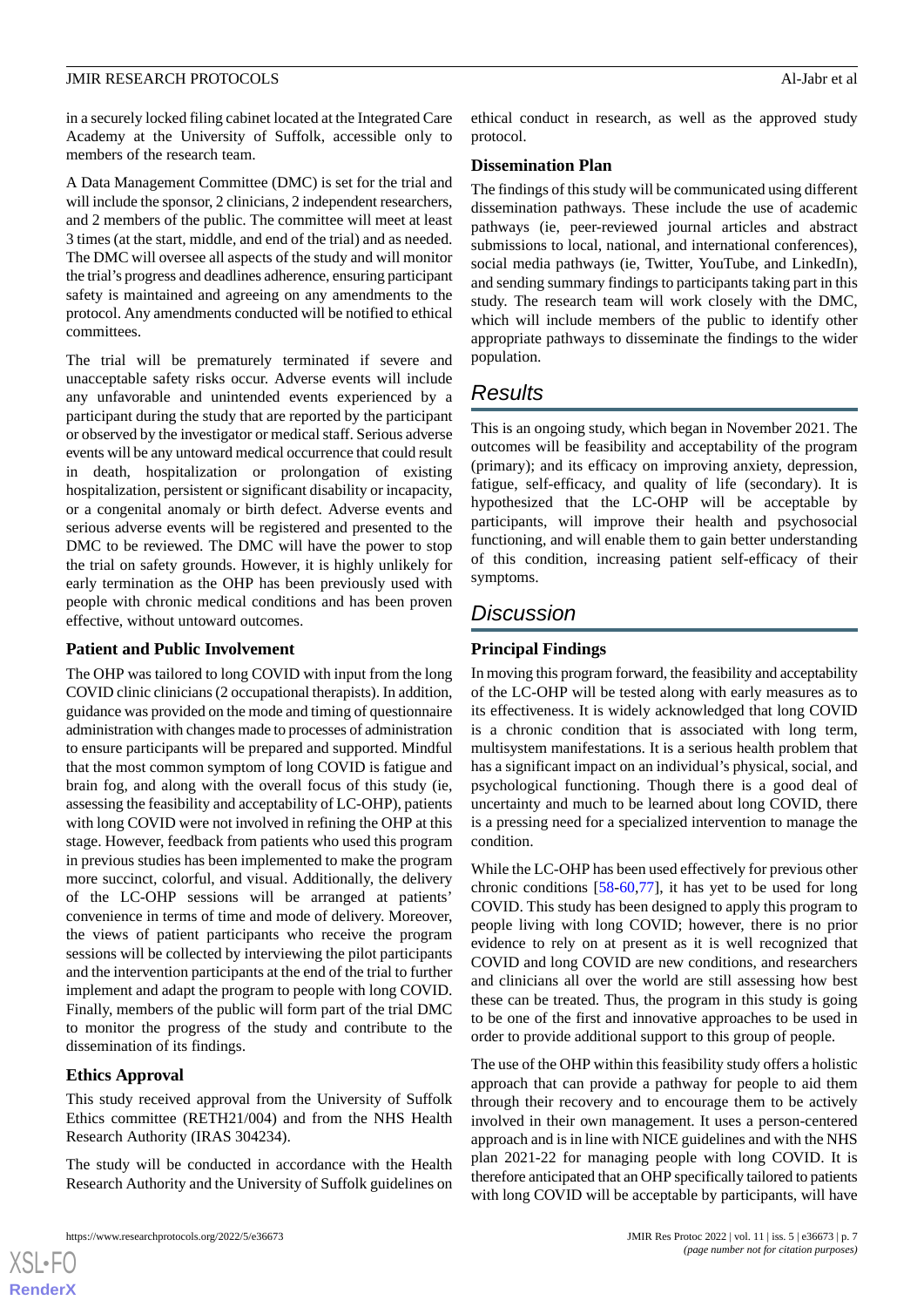in a securely locked filing cabinet located at the Integrated Care Academy at the University of Suffolk, accessible only to members of the research team.

A Data Management Committee (DMC) is set for the trial and will include the sponsor, 2 clinicians, 2 independent researchers, and 2 members of the public. The committee will meet at least 3 times (at the start, middle, and end of the trial) and as needed. The DMC will oversee all aspects of the study and will monitor the trial's progress and deadlines adherence, ensuring participant safety is maintained and agreeing on any amendments to the protocol. Any amendments conducted will be notified to ethical committees.

The trial will be prematurely terminated if severe and unacceptable safety risks occur. Adverse events will include any unfavorable and unintended events experienced by a participant during the study that are reported by the participant or observed by the investigator or medical staff. Serious adverse events will be any untoward medical occurrence that could result in death, hospitalization or prolongation of existing hospitalization, persistent or significant disability or incapacity, or a congenital anomaly or birth defect. Adverse events and serious adverse events will be registered and presented to the DMC to be reviewed. The DMC will have the power to stop the trial on safety grounds. However, it is highly unlikely for early termination as the OHP has been previously used with people with chronic medical conditions and has been proven effective, without untoward outcomes.

### Patient and Public Involvement

The OHP was tailored to long COVID with input from the long COVID clinic clinicians (2 occupational therapists). In addition, guidance was provided on the mode and timing of questionnaire administration with changes made to processes of administration to ensure participants will be prepared and supported. Mindful that the most common symptom of long COVID is fatigue and brain fog, and along with the overall focus of this study (ie, assessing the feasibility and acceptability of LC-OHP), patients with long COVID were not involved in refining the OHP at this stage. However, feedback from patients who used this program in previous studies has been implemented to make the program more succinct, colorful, and visual. Additionally, the delivery of the LC-OHP sessions will be arranged at patients' convenience in terms of time and mode of delivery. Moreover, the views of patient participants who receive the program sessions will be collected by interviewing the pilot participants and the intervention participants at the end of the trial to further implement and adapt the program to people with long COVID. Finally, members of the public will form part of the trial DMC to monitor the progress of the study and contribute to the dissemination of its findings.

### Ethics Approval

This study received approval from the University of Suffolk Ethics committee (RETH21/004) and from the NHS Health Research Authority (IRAS 304234).

The study will be conducted in accordance with the Health Research Authority and the University of Suffolk guidelines on ethical conduct in research, as well as the approved study protocol.

### Dissemination Plan

The findings of this study will be communicated using different dissemination pathways. These include the use of academic pathways (ie, peer-reviewed journal articles and abstract submissions to local, national, and international conferences), social media pathways (ie, Twitter, YouTube, and LinkedIn), and sending summary findings to participants taking part in this study. The research team will work closely with the DMC, which will include members of the public to identify other appropriate pathways to disseminate the findings to the wider population.

## Results

This is an ongoing study, which began in November 2021. The outcomes will be feasibility and acceptability of the program (primary); and its efficacy on improving anxiety, depression, fatigue, self-efficacy, and quality of life (secondary). It is hypothesized that the LC-OHP will be acceptable by participants, will improve their health and psychosocial functioning, and will enable them to gain better understanding of this condition, increasing patient self-efficacy of their symptoms.

## Discussion

### Principal Findings

In moving this program forward, the feasibility and acceptability of the LC-OHP will be tested along with early measures as to its effectiveness. It is widely acknowledged that long COVID is a chronic condition that is associated with long term, multisystem manifestations. It is a serious health problem that has a significant impact on an individual's physical, social, and psychological functioning. Though there is a good deal of uncertainty and much to be learned about long COVID, there is a pressing need for a specialized intervention to manage the condition.

While the LC-OHP has been used effectively for previous other chronic conditions [58-60,77], it has yet to be used for long COVID. This study has been designed to apply this program to people living with long COVID; however, there is no prior evidence to rely on at present as it is well recognized that COVID and long COVID are new conditions, and researchers and clinicians all over the world are still assessing how best these can be treated. Thus, the program in this study is going to be one of the first and innovative approaches to be used in order to provide additional support to this group of people.

The use of the OHP within this feasibility study offers a holistic approach that can provide a pathway for people to aid them through their recovery and to encourage them to be actively involved in their own management. It uses a person-centered approach and is in line with NICE guidelines and with the NHS plan 2021-22 for managing people with long COVID. It is therefore anticipated that an OHP specifically tailored to patients with long COVID will be acceptable by participants, will have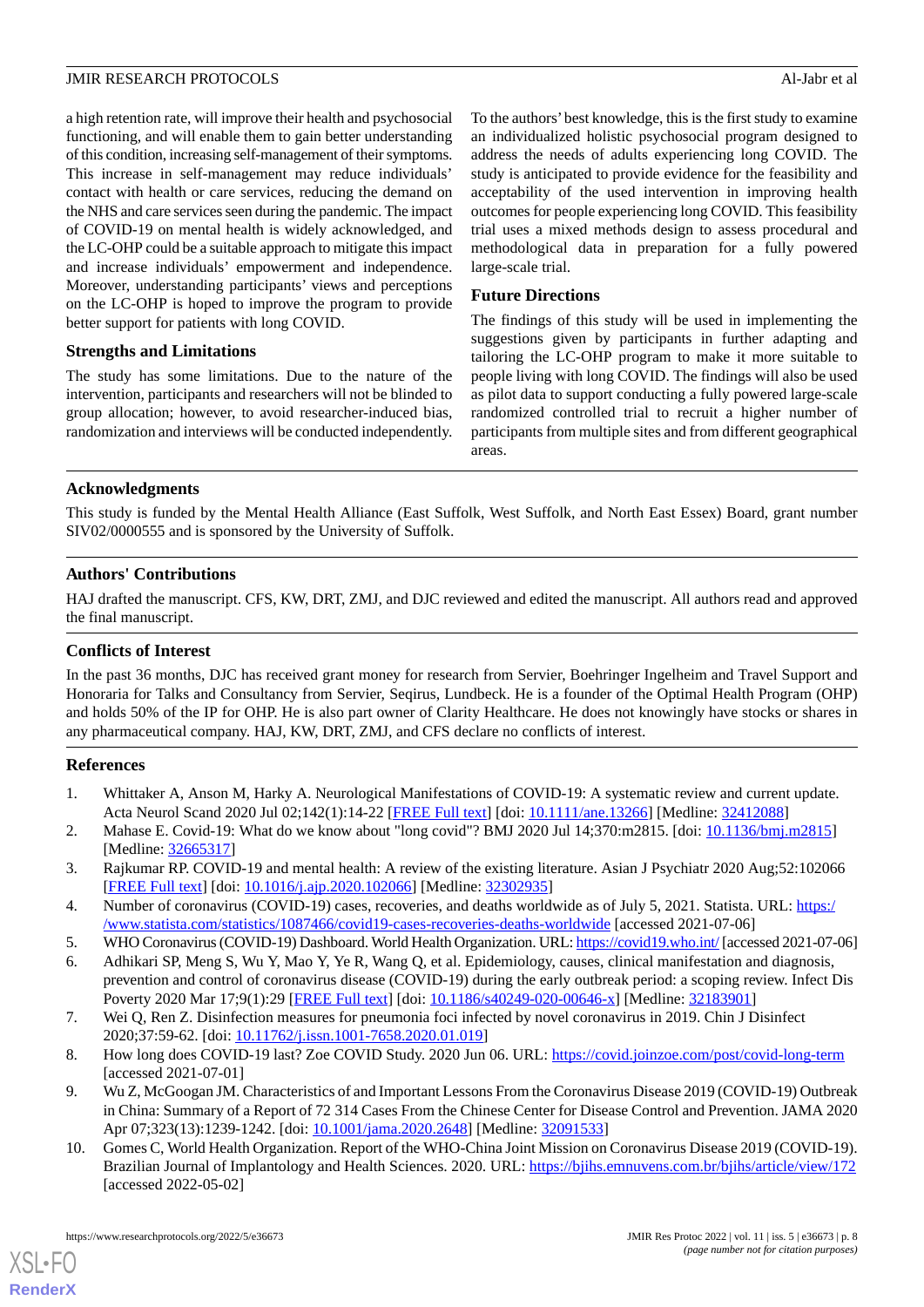a high retention rate, will improve their health and psychosocial functioning, and will enable them to gain better understanding of this condition, increasing self-management of their symptoms. This increase in self-management may reduce individuals' contact with health or care services, reducing the demand on the NHS and care services seen during the pandemic. The impact of COVID-19 on mental health is widely acknowledged, and the LC-OHP could be a suitable approach to mitigate this impact and increase individuals' empowerment and independence. Moreover, understanding participants' views and perceptions on the LC-OHP is hoped to improve the program to provide better support for patients with long COVID.

### Strengths and Limitations

The study has some limitations. Due to the nature of the intervention, participants and researchers will not be blinded to group allocation; however, to avoid researcher-induced bias, randomization and interviews will be conducted independently.

To the authors' best knowledge, this is the first study to examine an individualized holistic psychosocial program designed to address the needs of adults experiencing long COVID. The study is anticipated to provide evidence for the feasibility and acceptability of the used intervention in improving health outcomes for people experiencing long COVID. This feasibility trial uses a mixed methods design to assess procedural and methodological data in preparation for a fully powered large-scale trial.

### Future Directions

The findings of this study will be used in implementing the suggestions given by participants in further adapting and tailoring the LC-OHP program to make it more suitable to people living with long COVID. The findings will also be used as pilot data to support conducting a fully powered large-scale randomized controlled trial to recruit a higher number of participants from multiple sites and from different geographical areas.

## Acknowledgments

This study is funded by the Mental Health Alliance (East Suffolk, West Suffolk, and North East Essex) Board, grant number SIV02/0000555 and is sponsored by the University of Suffolk.

## Authors' Contributions

HAJ drafted the manuscript. CFS, KW, DRT, ZMJ, and DJC reviewed and edited the manuscript. All authors read and approved the final manuscript.

## Conflicts of Interest

In the past 36 months, DJC has received grant money for research from Servier, Boehringer Ingelheim and Travel Support and Honoraria for Talks and Consultancy from Servier, Seqirus, Lundbeck. He is a founder of the Optimal Health Program (OHP) and holds 50% of the IP for OHP. He is also part owner of Clarity Healthcare. He does not knowingly have stocks or shares in any pharmaceutical company. HAJ, KW, DRT, ZMJ, and CFS declare no conflicts of interest.

## References

1. Whittaker A, Anson M, Harky A. Neurological Manifestations of COVID-19: A systematic review and current update. Acta Neurol Scand 2020 Jul 02;142(1):14-22 [FREE Full text] [doi: 10.1111/ane.13266] [Medline: 32412088]
2. Mahase E. Covid-19: What do we know about "long covid"? BMJ 2020 Jul 14;370:m2815. [doi: 10.1136/bmj.m2815] [Medline: 32665317]
3. Rajkumar RP. COVID-19 and mental health: A review of the existing literature. Asian J Psychiatr 2020 Aug;52:102066 [FREE Full text] [doi: 10.1016/j.ajp.2020.102066] [Medline: 32302935]
4. Number of coronavirus (COVID-19) cases, recoveries, and deaths worldwide as of July 5, 2021. Statista. URL: https://www.statista.com/statistics/1087466/covid19-cases-recoveries-deaths-worldwide [accessed 2021-07-06]
5. WHO Coronavirus (COVID-19) Dashboard. World Health Organization. URL: https://covid19.who.int/ [accessed 2021-07-06]
6. Adhikari SP, Meng S, Wu Y, Mao Y, Ye R, Wang Q, et al. Epidemiology, causes, clinical manifestation and diagnosis, prevention and control of coronavirus disease (COVID-19) during the early outbreak period: a scoping review. Infect Dis Poverty 2020 Mar 17;9(1):29 [FREE Full text] [doi: 10.1186/s40249-020-00646-x] [Medline: 32183901]
7. Wei Q, Ren Z. Disinfection measures for pneumonia foci infected by novel coronavirus in 2019. Chin J Disinfect 2020;37:59-62. [doi: 10.11762/j.issn.1001-7658.2020.01.019]
8. How long does COVID-19 last? Zoe COVID Study. 2020 Jun 06. URL: https://covid.joinzoe.com/post/covid-long-term [accessed 2021-07-01]
9. Wu Z, McGoogan JM. Characteristics of and Important Lessons From the Coronavirus Disease 2019 (COVID-19) Outbreak in China: Summary of a Report of 72 314 Cases From the Chinese Center for Disease Control and Prevention. JAMA 2020 Apr 07;323(13):1239-1242. [doi: 10.1001/jama.2020.2648] [Medline: 32091533]
10. Gomes C, World Health Organization. Report of the WHO-China Joint Mission on Coronavirus Disease 2019 (COVID-19). Brazilian Journal of Implantology and Health Sciences. 2020. URL: https://bjihs.emnuvens.com.br/bjihs/article/view/172 [accessed 2022-05-02]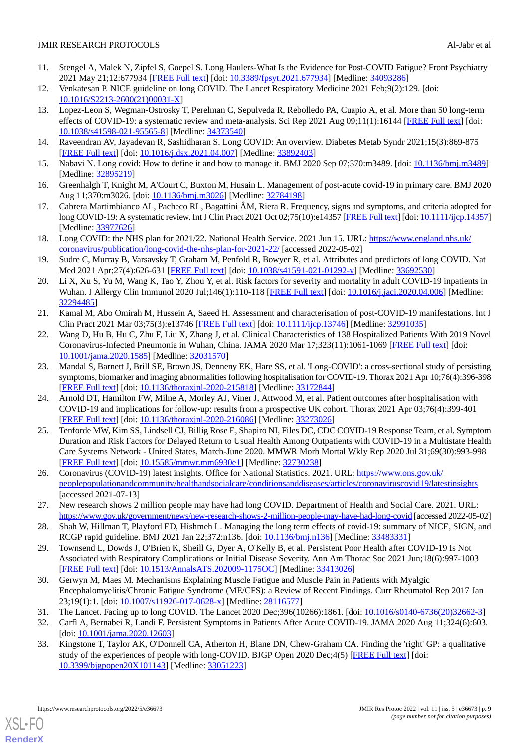11. Stengel A, Malek N, Zipfel S, Goepel S. Long Haulers-What Is the Evidence for Post-COVID Fatigue? Front Psychiatry 2021 May 21;12:677934 [FREE Full text] [doi: 10.3389/fpsyt.2021.677934] [Medline: 34093286]
12. Venkatesan P. NICE guideline on long COVID. The Lancet Respiratory Medicine 2021 Feb;9(2):129. [doi: 10.1016/S2213-2600(21)00031-X]
13. Lopez-Leon S, Wegman-Ostrosky T, Perelman C, Sepulveda R, Rebolledo PA, Cuapio A, et al. More than 50 long-term effects of COVID-19: a systematic review and meta-analysis. Sci Rep 2021 Aug 09;11(1):16144 [FREE Full text] [doi: 10.1038/s41598-021-95565-8] [Medline: 34373540]
14. Raveendran AV, Jayadevan R, Sashidharan S. Long COVID: An overview. Diabetes Metab Syndr 2021;15(3):869-875 [FREE Full text] [doi: 10.1016/j.dsx.2021.04.007] [Medline: 33892403]
15. Nabavi N. Long covid: How to define it and how to manage it. BMJ 2020 Sep 07;370:m3489. [doi: 10.1136/bmj.m3489] [Medline: 32895219]
16. Greenhalgh T, Knight M, A'Court C, Buxton M, Husain L. Management of post-acute covid-19 in primary care. BMJ 2020 Aug 11;370:m3026. [doi: 10.1136/bmj.m3026] [Medline: 32784198]
17. Cabrera Martimbianco AL, Pacheco RL, Bagattini ÂM, Riera R. Frequency, signs and symptoms, and criteria adopted for long COVID-19: A systematic review. Int J Clin Pract 2021 Oct 02;75(10):e14357 [FREE Full text] [doi: 10.1111/ijcp.14357] [Medline: 33977626]
18. Long COVID: the NHS plan for 2021/22. National Health Service. 2021 Jun 15. URL: https://www.england.nhs.uk/coronavirus/publication/long-covid-the-nhs-plan-for-2021-22/ [accessed 2022-05-02]
19. Sudre C, Murray B, Varsavsky T, Graham M, Penfold R, Bowyer R, et al. Attributes and predictors of long COVID. Nat Med 2021 Apr;27(4):626-631 [FREE Full text] [doi: 10.1038/s41591-021-01292-y] [Medline: 33692530]
20. Li X, Xu S, Yu M, Wang K, Tao Y, Zhou Y, et al. Risk factors for severity and mortality in adult COVID-19 inpatients in Wuhan. J Allergy Clin Immunol 2020 Jul;146(1):110-118 [FREE Full text] [doi: 10.1016/j.jaci.2020.04.006] [Medline: 32294485]
21. Kamal M, Abo Omirah M, Hussein A, Saeed H. Assessment and characterisation of post-COVID-19 manifestations. Int J Clin Pract 2021 Mar 03;75(3):e13746 [FREE Full text] [doi: 10.1111/ijcp.13746] [Medline: 32991035]
22. Wang D, Hu B, Hu C, Zhu F, Liu X, Zhang J, et al. Clinical Characteristics of 138 Hospitalized Patients With 2019 Novel Coronavirus-Infected Pneumonia in Wuhan, China. JAMA 2020 Mar 17;323(11):1061-1069 [FREE Full text] [doi: 10.1001/jama.2020.1585] [Medline: 32031570]
23. Mandal S, Barnett J, Brill SE, Brown JS, Denneny EK, Hare SS, et al. 'Long-COVID': a cross-sectional study of persisting symptoms, biomarker and imaging abnormalities following hospitalisation for COVID-19. Thorax 2021 Apr 10;76(4):396-398 [FREE Full text] [doi: 10.1136/thoraxjnl-2020-215818] [Medline: 33172844]
24. Arnold DT, Hamilton FW, Milne A, Morley AJ, Viner J, Attwood M, et al. Patient outcomes after hospitalisation with COVID-19 and implications for follow-up: results from a prospective UK cohort. Thorax 2021 Apr 03;76(4):399-401 [FREE Full text] [doi: 10.1136/thoraxjnl-2020-216086] [Medline: 33273026]
25. Tenforde MW, Kim SS, Lindsell CJ, Billig Rose E, Shapiro NI, Files DC, CDC COVID-19 Response Team, et al. Symptom Duration and Risk Factors for Delayed Return to Usual Health Among Outpatients with COVID-19 in a Multistate Health Care Systems Network - United States, March-June 2020. MMWR Morb Mortal Wkly Rep 2020 Jul 31;69(30):993-998 [FREE Full text] [doi: 10.15585/mmwr.mm6930e1] [Medline: 32730238]
26. Coronavirus (COVID-19) latest insights. Office for National Statistics. 2021. URL: https://www.ons.gov.uk/peoplepopulationandcommunity/healthandsocialcare/conditionsanddiseases/articles/coronaviruscovid19/latestinsights [accessed 2021-07-13]
27. New research shows 2 million people may have had long COVID. Department of Health and Social Care. 2021. URL: https://www.gov.uk/government/news/new-research-shows-2-million-people-may-have-had-long-covid [accessed 2022-05-02]
28. Shah W, Hillman T, Playford ED, Hishmeh L. Managing the long term effects of covid-19: summary of NICE, SIGN, and RCGP rapid guideline. BMJ 2021 Jan 22;372:n136. [doi: 10.1136/bmj.n136] [Medline: 33483331]
29. Townsend L, Dowds J, O'Brien K, Sheill G, Dyer A, O'Kelly B, et al. Persistent Poor Health after COVID-19 Is Not Associated with Respiratory Complications or Initial Disease Severity. Ann Am Thorac Soc 2021 Jun;18(6):997-1003 [FREE Full text] [doi: 10.1513/AnnalsATS.202009-1175OC] [Medline: 33413026]
30. Gerwyn M, Maes M. Mechanisms Explaining Muscle Fatigue and Muscle Pain in Patients with Myalgic Encephalomyelitis/Chronic Fatigue Syndrome (ME/CFS): a Review of Recent Findings. Curr Rheumatol Rep 2017 Jan 23;19(1):1. [doi: 10.1007/s11926-017-0628-x] [Medline: 28116577]
31. The Lancet. Facing up to long COVID. The Lancet 2020 Dec;396(10266):1861. [doi: 10.1016/s0140-6736(20)32662-3]
32. Carfì A, Bernabei R, Landi F. Persistent Symptoms in Patients After Acute COVID-19. JAMA 2020 Aug 11;324(6):603. [doi: 10.1001/jama.2020.12603]
33. Kingstone T, Taylor AK, O'Donnell CA, Atherton H, Blane DN, Chew-Graham CA. Finding the 'right' GP: a qualitative study of the experiences of people with long-COVID. BJGP Open 2020 Dec;4(5) [FREE Full text] [doi: 10.3399/bjgpopen20X101143] [Medline: 33051223]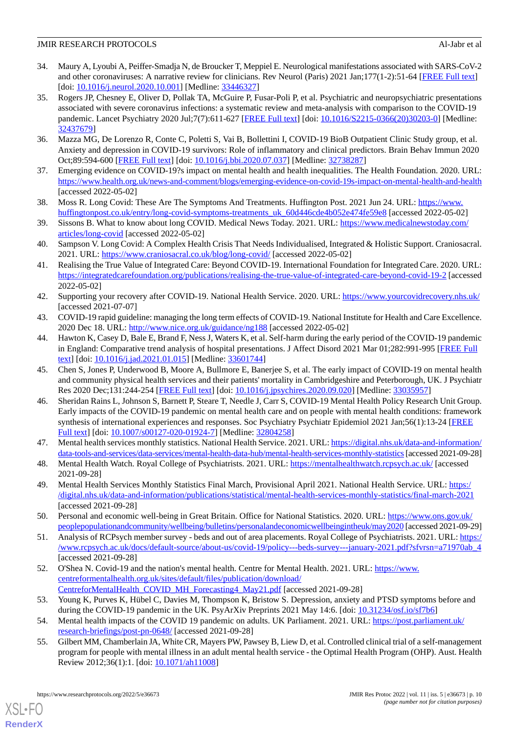34. Maury A, Lyoubi A, Peiffer-Smadja N, de Broucker T, Meppiel E. Neurological manifestations associated with SARS-CoV-2 and other coronaviruses: A narrative review for clinicians. Rev Neurol (Paris) 2021 Jan;177(1-2):51-64 [FREE Full text] [doi: 10.1016/j.neurol.2020.10.001] [Medline: 33446327]
35. Rogers JP, Chesney E, Oliver D, Pollak TA, McGuire P, Fusar-Poli P, et al. Psychiatric and neuropsychiatric presentations associated with severe coronavirus infections: a systematic review and meta-analysis with comparison to the COVID-19 pandemic. Lancet Psychiatry 2020 Jul;7(7):611-627 [FREE Full text] [doi: 10.1016/S2215-0366(20)30203-0] [Medline: 32437679]
36. Mazza MG, De Lorenzo R, Conte C, Poletti S, Vai B, Bollettini I, COVID-19 BioB Outpatient Clinic Study group, et al. Anxiety and depression in COVID-19 survivors: Role of inflammatory and clinical predictors. Brain Behav Immun 2020 Oct;89:594-600 [FREE Full text] [doi: 10.1016/j.bbi.2020.07.037] [Medline: 32738287]
37. Emerging evidence on COVID-19?s impact on mental health and health inequalities. The Health Foundation. 2020. URL: https://www.health.org.uk/news-and-comment/blogs/emerging-evidence-on-covid-19s-impact-on-mental-health-and-health [accessed 2022-05-02]
38. Moss R. Long Covid: These Are The Symptoms And Treatments. Huffington Post. 2021 Jun 24. URL: https://www.huffingtonpost.co.uk/entry/long-covid-symptoms-treatments_uk_60d446cde4b052e474fe59e8 [accessed 2022-05-02]
39. Sissons B. What to know about long COVID. Medical News Today. 2021. URL: https://www.medicalnewstoday.com/articles/long-covid [accessed 2022-05-02]
40. Sampson V. Long Covid: A Complex Health Crisis That Needs Individualised, Integrated & Holistic Support. Craniosacral. 2021. URL: https://www.craniosacral.co.uk/blog/long-covid/ [accessed 2022-05-02]
41. Realising the True Value of Integrated Care: Beyond COVID-19. International Foundation for Integrated Care. 2020. URL: https://integratedcarefoundation.org/publications/realising-the-true-value-of-integrated-care-beyond-covid-19-2 [accessed 2022-05-02]
42. Supporting your recovery after COVID-19. National Health Service. 2020. URL: https://www.yourcovidrecovery.nhs.uk/ [accessed 2021-07-07]
43. COVID-19 rapid guideline: managing the long term effects of COVID-19. National Institute for Health and Care Excellence. 2020 Dec 18. URL: http://www.nice.org.uk/guidance/ng188 [accessed 2022-05-02]
44. Hawton K, Casey D, Bale E, Brand F, Ness J, Waters K, et al. Self-harm during the early period of the COVID-19 pandemic in England: Comparative trend analysis of hospital presentations. J Affect Disord 2021 Mar 01;282:991-995 [FREE Full text] [doi: 10.1016/j.jad.2021.01.015] [Medline: 33601744]
45. Chen S, Jones P, Underwood B, Moore A, Bullmore E, Banerjee S, et al. The early impact of COVID-19 on mental health and community physical health services and their patients' mortality in Cambridgeshire and Peterborough, UK. J Psychiatr Res 2020 Dec;131:244-254 [FREE Full text] [doi: 10.1016/j.jpsychires.2020.09.020] [Medline: 33035957]
46. Sheridan Rains L, Johnson S, Barnett P, Steare T, Needle J, Carr S, COVID-19 Mental Health Policy Research Unit Group. Early impacts of the COVID-19 pandemic on mental health care and on people with mental health conditions: framework synthesis of international experiences and responses. Soc Psychiatry Psychiatr Epidemiol 2021 Jan;56(1):13-24 [FREE Full text] [doi: 10.1007/s00127-020-01924-7] [Medline: 32804258]
47. Mental health services monthly statistics. National Health Service. 2021. URL: https://digital.nhs.uk/data-and-information/data-tools-and-services/data-services/mental-health-data-hub/mental-health-services-monthly-statistics [accessed 2021-09-28]
48. Mental Health Watch. Royal College of Psychiatrists. 2021. URL: https://mentalhealthwatch.rcpsych.ac.uk/ [accessed 2021-09-28]
49. Mental Health Services Monthly Statistics Final March, Provisional April 2021. National Health Service. URL: https://digital.nhs.uk/data-and-information/publications/statistical/mental-health-services-monthly-statistics/final-march-2021 [accessed 2021-09-28]
50. Personal and economic well-being in Great Britain. Office for National Statistics. 2020. URL: https://www.ons.gov.uk/peoplepopulationandcommunity/wellbeing/bulletins/personalandeconomicwellbeingintheuk/may2020 [accessed 2021-09-29]
51. Analysis of RCPsych member survey - beds and out of area placements. Royal College of Psychiatrists. 2021. URL: https://www.rcpsych.ac.uk/docs/default-source/about-us/covid-19/policy---beds-survey---january-2021.pdf?sfvrsn=a71970ab_4 [accessed 2021-09-28]
52. O'Shea N. Covid-19 and the nation's mental health. Centre for Mental Health. 2021. URL: https://www.centreformentalhealth.org.uk/sites/default/files/publication/download/CentreforMentalHealth_COVID_MH_Forecasting4_May21.pdf [accessed 2021-09-28]
53. Young K, Purves K, Hübel C, Davies M, Thompson K, Bristow S. Depression, anxiety and PTSD symptoms before and during the COVID-19 pandemic in the UK. PsyArXiv Preprints 2021 May 14:6. [doi: 10.31234/osf.io/sf7b6]
54. Mental health impacts of the COVID 19 pandemic on adults. UK Parliament. 2021. URL: https://post.parliament.uk/research-briefings/post-pn-0648/ [accessed 2021-09-28]
55. Gilbert MM, Chamberlain JA, White CR, Mayers PW, Pawsey B, Liew D, et al. Controlled clinical trial of a self-management program for people with mental illness in an adult mental health service - the Optimal Health Program (OHP). Aust. Health Review 2012;36(1):1. [doi: 10.1071/ah11008]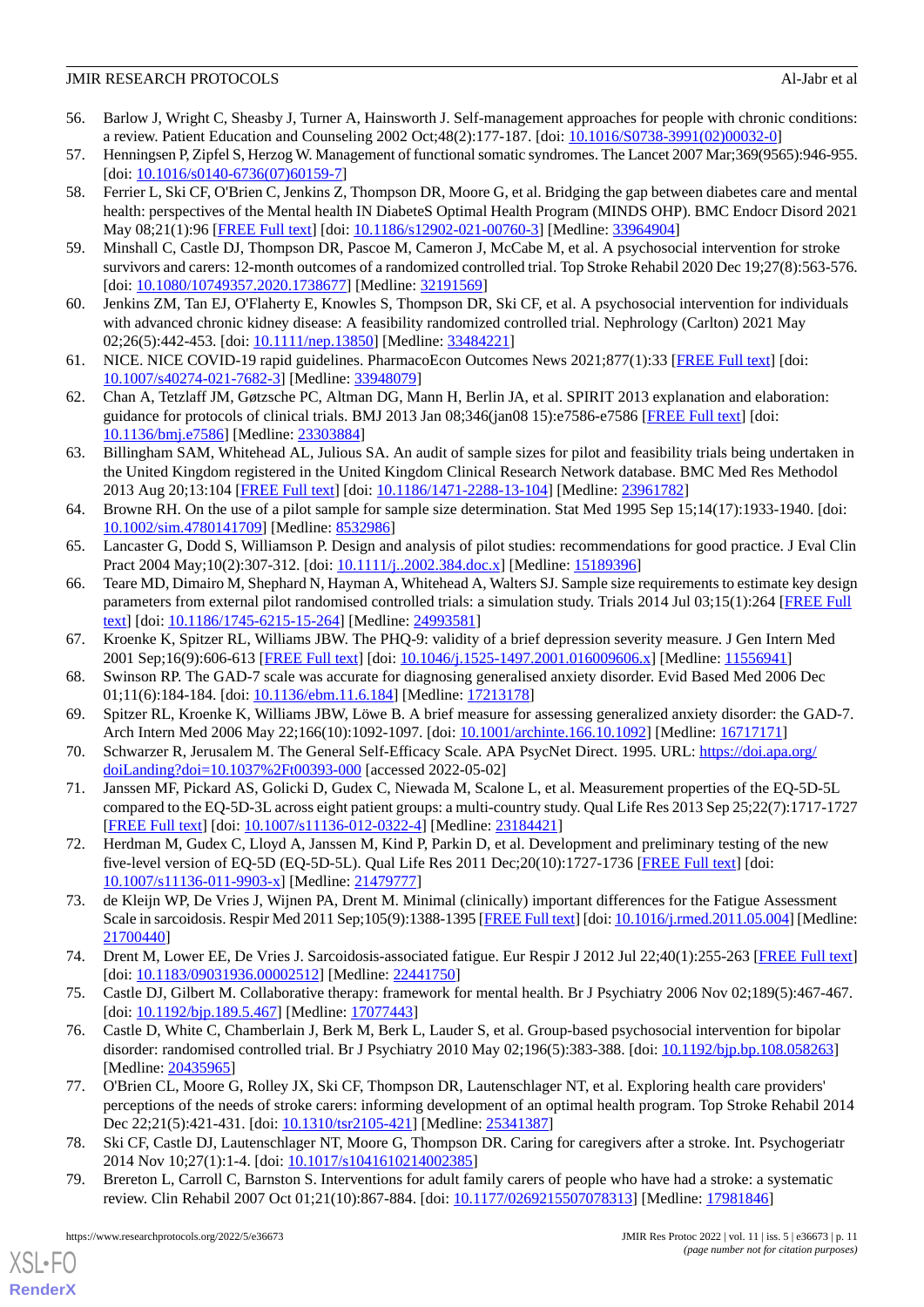56. Barlow J, Wright C, Sheasby J, Turner A, Hainsworth J. Self-management approaches for people with chronic conditions: a review. Patient Education and Counseling 2002 Oct;48(2):177-187. [doi: 10.1016/S0738-3991(02)00032-0]
57. Henningsen P, Zipfel S, Herzog W. Management of functional somatic syndromes. The Lancet 2007 Mar;369(9565):946-955. [doi: 10.1016/s0140-6736(07)60159-7]
58. Ferrier L, Ski CF, O'Brien C, Jenkins Z, Thompson DR, Moore G, et al. Bridging the gap between diabetes care and mental health: perspectives of the Mental health IN DiabeteS Optimal Health Program (MINDS OHP). BMC Endocr Disord 2021 May 08;21(1):96 [FREE Full text] [doi: 10.1186/s12902-021-00760-3] [Medline: 33964904]
59. Minshall C, Castle DJ, Thompson DR, Pascoe M, Cameron J, McCabe M, et al. A psychosocial intervention for stroke survivors and carers: 12-month outcomes of a randomized controlled trial. Top Stroke Rehabil 2020 Dec 19;27(8):563-576. [doi: 10.1080/10749357.2020.1738677] [Medline: 32191569]
60. Jenkins ZM, Tan EJ, O'Flaherty E, Knowles S, Thompson DR, Ski CF, et al. A psychosocial intervention for individuals with advanced chronic kidney disease: A feasibility randomized controlled trial. Nephrology (Carlton) 2021 May 02;26(5):442-453. [doi: 10.1111/nep.13850] [Medline: 33484221]
61. NICE. NICE COVID-19 rapid guidelines. PharmacoEcon Outcomes News 2021;877(1):33 [FREE Full text] [doi: 10.1007/s40274-021-7682-3] [Medline: 33948079]
62. Chan A, Tetzlaff JM, Gøtzsche PC, Altman DG, Mann H, Berlin JA, et al. SPIRIT 2013 explanation and elaboration: guidance for protocols of clinical trials. BMJ 2013 Jan 08;346(jan08 15):e7586-e7586 [FREE Full text] [doi: 10.1136/bmj.e7586] [Medline: 23303884]
63. Billingham SAM, Whitehead AL, Julious SA. An audit of sample sizes for pilot and feasibility trials being undertaken in the United Kingdom registered in the United Kingdom Clinical Research Network database. BMC Med Res Methodol 2013 Aug 20;13:104 [FREE Full text] [doi: 10.1186/1471-2288-13-104] [Medline: 23961782]
64. Browne RH. On the use of a pilot sample for sample size determination. Stat Med 1995 Sep 15;14(17):1933-1940. [doi: 10.1002/sim.4780141709] [Medline: 8532986]
65. Lancaster G, Dodd S, Williamson P. Design and analysis of pilot studies: recommendations for good practice. J Eval Clin Pract 2004 May;10(2):307-312. [doi: 10.1111/j..2002.384.doc.x] [Medline: 15189396]
66. Teare MD, Dimairo M, Shephard N, Hayman A, Whitehead A, Walters SJ. Sample size requirements to estimate key design parameters from external pilot randomised controlled trials: a simulation study. Trials 2014 Jul 03;15(1):264 [FREE Full text] [doi: 10.1186/1745-6215-15-264] [Medline: 24993581]
67. Kroenke K, Spitzer RL, Williams JBW. The PHQ-9: validity of a brief depression severity measure. J Gen Intern Med 2001 Sep;16(9):606-613 [FREE Full text] [doi: 10.1046/j.1525-1497.2001.016009606.x] [Medline: 11556941]
68. Swinson RP. The GAD-7 scale was accurate for diagnosing generalised anxiety disorder. Evid Based Med 2006 Dec 01;11(6):184-184. [doi: 10.1136/ebm.11.6.184] [Medline: 17213178]
69. Spitzer RL, Kroenke K, Williams JBW, Löwe B. A brief measure for assessing generalized anxiety disorder: the GAD-7. Arch Intern Med 2006 May 22;166(10):1092-1097. [doi: 10.1001/archinte.166.10.1092] [Medline: 16717171]
70. Schwarzer R, Jerusalem M. The General Self-Efficacy Scale. APA PsycNet Direct. 1995. URL: https://doi.apa.org/doiLanding?doi=10.1037%2Ft00393-000 [accessed 2022-05-02]
71. Janssen MF, Pickard AS, Golicki D, Gudex C, Niewada M, Scalone L, et al. Measurement properties of the EQ-5D-5L compared to the EQ-5D-3L across eight patient groups: a multi-country study. Qual Life Res 2013 Sep 25;22(7):1717-1727 [FREE Full text] [doi: 10.1007/s11136-012-0322-4] [Medline: 23184421]
72. Herdman M, Gudex C, Lloyd A, Janssen M, Kind P, Parkin D, et al. Development and preliminary testing of the new five-level version of EQ-5D (EQ-5D-5L). Qual Life Res 2011 Dec;20(10):1727-1736 [FREE Full text] [doi: 10.1007/s11136-011-9903-x] [Medline: 21479777]
73. de Kleijn WP, De Vries J, Wijnen PA, Drent M. Minimal (clinically) important differences for the Fatigue Assessment Scale in sarcoidosis. Respir Med 2011 Sep;105(9):1388-1395 [FREE Full text] [doi: 10.1016/j.rmed.2011.05.004] [Medline: 21700440]
74. Drent M, Lower EE, De Vries J. Sarcoidosis-associated fatigue. Eur Respir J 2012 Jul 22;40(1):255-263 [FREE Full text] [doi: 10.1183/09031936.00002512] [Medline: 22441750]
75. Castle DJ, Gilbert M. Collaborative therapy: framework for mental health. Br J Psychiatry 2006 Nov 02;189(5):467-467. [doi: 10.1192/bjp.189.5.467] [Medline: 17077443]
76. Castle D, White C, Chamberlain J, Berk M, Berk L, Lauder S, et al. Group-based psychosocial intervention for bipolar disorder: randomised controlled trial. Br J Psychiatry 2010 May 02;196(5):383-388. [doi: 10.1192/bjp.bp.108.058263] [Medline: 20435965]
77. O'Brien CL, Moore G, Rolley JX, Ski CF, Thompson DR, Lautenschlager NT, et al. Exploring health care providers' perceptions of the needs of stroke carers: informing development of an optimal health program. Top Stroke Rehabil 2014 Dec 22;21(5):421-431. [doi: 10.1310/tsr2105-421] [Medline: 25341387]
78. Ski CF, Castle DJ, Lautenschlager NT, Moore G, Thompson DR. Caring for caregivers after a stroke. Int. Psychogeriatr 2014 Nov 10;27(1):1-4. [doi: 10.1017/s1041610214002385]
79. Brereton L, Carroll C, Barnston S. Interventions for adult family carers of people who have had a stroke: a systematic review. Clin Rehabil 2007 Oct 01;21(10):867-884. [doi: 10.1177/0269215507078313] [Medline: 17981846]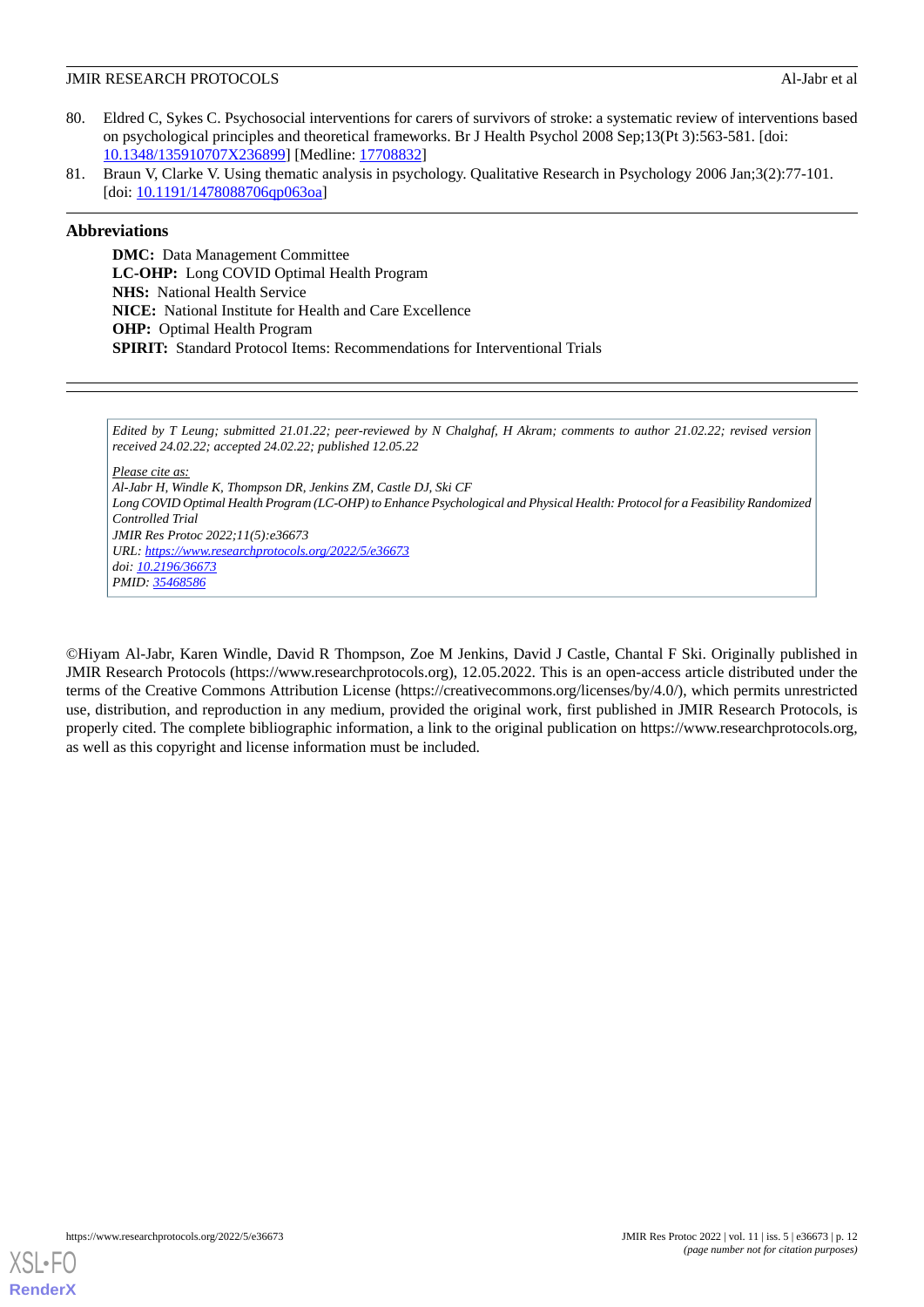80. Eldred C, Sykes C. Psychosocial interventions for carers of survivors of stroke: a systematic review of interventions based on psychological principles and theoretical frameworks. Br J Health Psychol 2008 Sep;13(Pt 3):563-581. [doi: 10.1348/135910707X236899] [Medline: 17708832]
81. Braun V, Clarke V. Using thematic analysis in psychology. Qualitative Research in Psychology 2006 Jan;3(2):77-101. [doi: 10.1191/1478088706qp063oa]

## Abbreviations

**DMC:** Data Management Committee
**LC-OHP:** Long COVID Optimal Health Program
**NHS:** National Health Service
**NICE:** National Institute for Health and Care Excellence
**OHP:** Optimal Health Program
**SPIRIT:** Standard Protocol Items: Recommendations for Interventional Trials

---

*Edited by T Leung; submitted 21.01.22; peer-reviewed by N Chalghaf, H Akram; comments to author 21.02.22; revised version received 24.02.22; accepted 24.02.22; published 12.05.22*

*Please cite as:*
*Al-Jabr H, Windle K, Thompson DR, Jenkins ZM, Castle DJ, Ski CF*
*Long COVID Optimal Health Program (LC-OHP) to Enhance Psychological and Physical Health: Protocol for a Feasibility Randomized Controlled Trial*
*JMIR Res Protoc 2022;11(5):e36673*
*URL: https://www.researchprotocols.org/2022/5/e36673*
*doi: 10.2196/36673*
*PMID: 35468586*

©Hiyam Al-Jabr, Karen Windle, David R Thompson, Zoe M Jenkins, David J Castle, Chantal F Ski. Originally published in JMIR Research Protocols (https://www.researchprotocols.org), 12.05.2022. This is an open-access article distributed under the terms of the Creative Commons Attribution License (https://creativecommons.org/licenses/by/4.0/), which permits unrestricted use, distribution, and reproduction in any medium, provided the original work, first published in JMIR Research Protocols, is properly cited. The complete bibliographic information, a link to the original publication on https://www.researchprotocols.org, as well as this copyright and license information must be included.